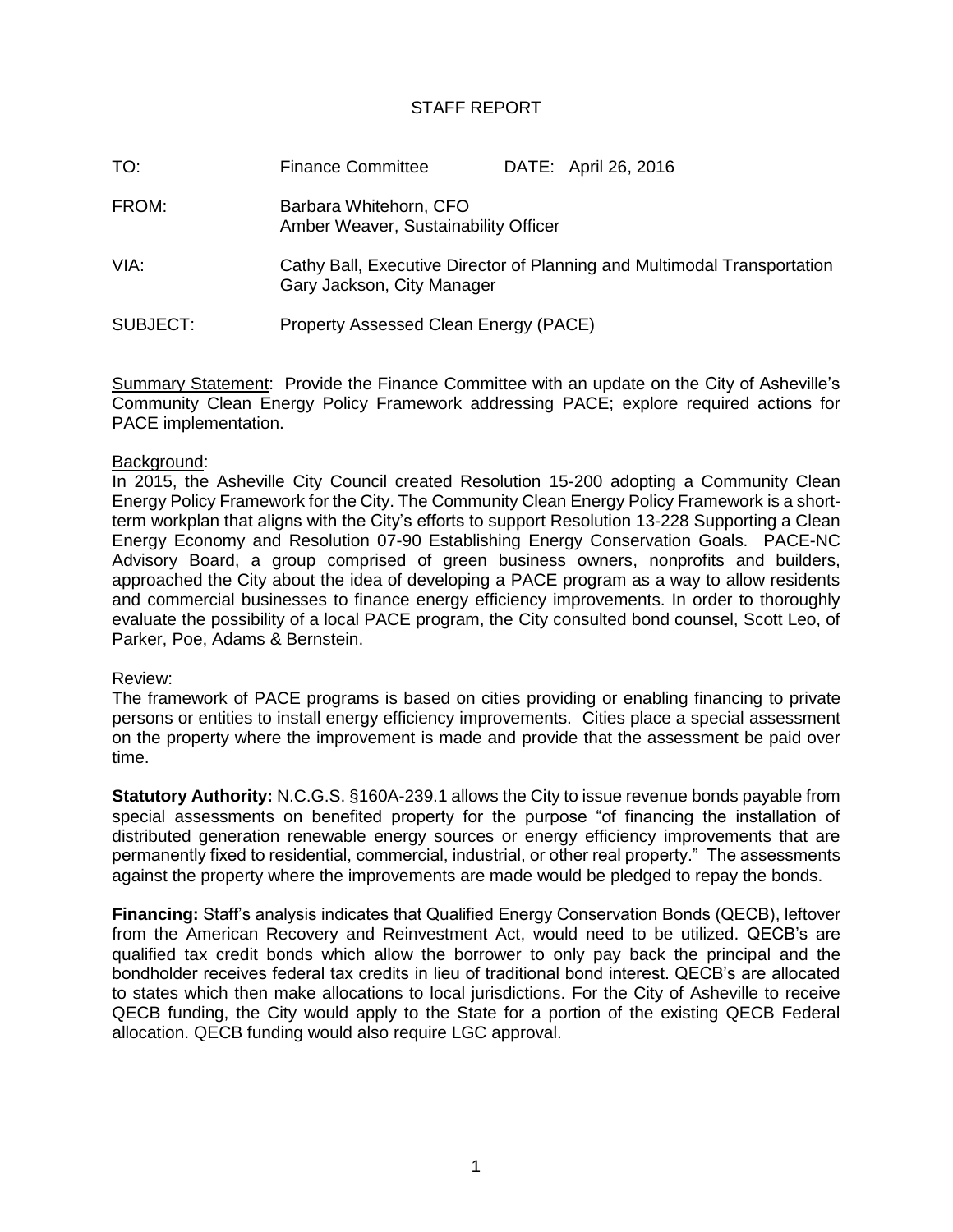# STAFF REPORT

| | | | |
|---|---|---|---|
| TO: | Finance Committee | DATE: | April 26, 2016 |
| FROM: | Barbara Whitehorn, CFO<br>Amber Weaver, Sustainability Officer | | |
| VIA: | Cathy Ball, Executive Director of Planning and Multimodal Transportation<br>Gary Jackson, City Manager | | |
| SUBJECT: | Property Assessed Clean Energy (PACE) | | |

Summary Statement: Provide the Finance Committee with an update on the City of Asheville's Community Clean Energy Policy Framework addressing PACE; explore required actions for PACE implementation.

Background:
In 2015, the Asheville City Council created Resolution 15-200 adopting a Community Clean Energy Policy Framework for the City. The Community Clean Energy Policy Framework is a short-term workplan that aligns with the City's efforts to support Resolution 13-228 Supporting a Clean Energy Economy and Resolution 07-90 Establishing Energy Conservation Goals. PACE-NC Advisory Board, a group comprised of green business owners, nonprofits and builders, approached the City about the idea of developing a PACE program as a way to allow residents and commercial businesses to finance energy efficiency improvements. In order to thoroughly evaluate the possibility of a local PACE program, the City consulted bond counsel, Scott Leo, of Parker, Poe, Adams & Bernstein.

Review:
The framework of PACE programs is based on cities providing or enabling financing to private persons or entities to install energy efficiency improvements. Cities place a special assessment on the property where the improvement is made and provide that the assessment be paid over time.

**Statutory Authority:** N.C.G.S. §160A-239.1 allows the City to issue revenue bonds payable from special assessments on benefited property for the purpose "of financing the installation of distributed generation renewable energy sources or energy efficiency improvements that are permanently fixed to residential, commercial, industrial, or other real property." The assessments against the property where the improvements are made would be pledged to repay the bonds.

**Financing:** Staff's analysis indicates that Qualified Energy Conservation Bonds (QECB), leftover from the American Recovery and Reinvestment Act, would need to be utilized. QECB's are qualified tax credit bonds which allow the borrower to only pay back the principal and the bondholder receives federal tax credits in lieu of traditional bond interest. QECB's are allocated to states which then make allocations to local jurisdictions. For the City of Asheville to receive QECB funding, the City would apply to the State for a portion of the existing QECB Federal allocation. QECB funding would also require LGC approval.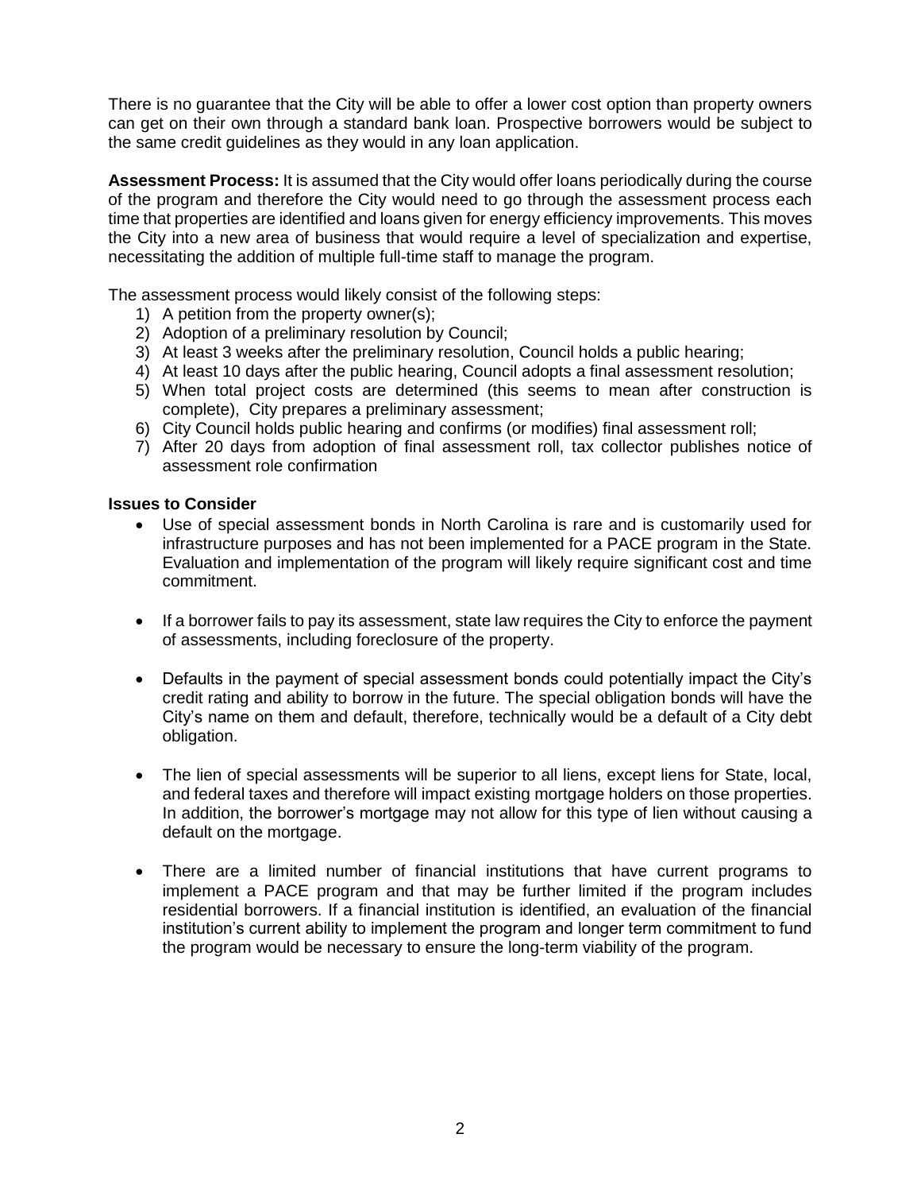There is no guarantee that the City will be able to offer a lower cost option than property owners can get on their own through a standard bank loan. Prospective borrowers would be subject to the same credit guidelines as they would in any loan application.

**Assessment Process:** It is assumed that the City would offer loans periodically during the course of the program and therefore the City would need to go through the assessment process each time that properties are identified and loans given for energy efficiency improvements. This moves the City into a new area of business that would require a level of specialization and expertise, necessitating the addition of multiple full-time staff to manage the program.

The assessment process would likely consist of the following steps:

1) A petition from the property owner(s);
2) Adoption of a preliminary resolution by Council;
3) At least 3 weeks after the preliminary resolution, Council holds a public hearing;
4) At least 10 days after the public hearing, Council adopts a final assessment resolution;
5) When total project costs are determined (this seems to mean after construction is complete), City prepares a preliminary assessment;
6) City Council holds public hearing and confirms (or modifies) final assessment roll;
7) After 20 days from adoption of final assessment roll, tax collector publishes notice of assessment role confirmation

**Issues to Consider**

- Use of special assessment bonds in North Carolina is rare and is customarily used for infrastructure purposes and has not been implemented for a PACE program in the State. Evaluation and implementation of the program will likely require significant cost and time commitment.

- If a borrower fails to pay its assessment, state law requires the City to enforce the payment of assessments, including foreclosure of the property.

- Defaults in the payment of special assessment bonds could potentially impact the City's credit rating and ability to borrow in the future. The special obligation bonds will have the City's name on them and default, therefore, technically would be a default of a City debt obligation.

- The lien of special assessments will be superior to all liens, except liens for State, local, and federal taxes and therefore will impact existing mortgage holders on those properties. In addition, the borrower's mortgage may not allow for this type of lien without causing a default on the mortgage.

- There are a limited number of financial institutions that have current programs to implement a PACE program and that may be further limited if the program includes residential borrowers. If a financial institution is identified, an evaluation of the financial institution's current ability to implement the program and longer term commitment to fund the program would be necessary to ensure the long-term viability of the program.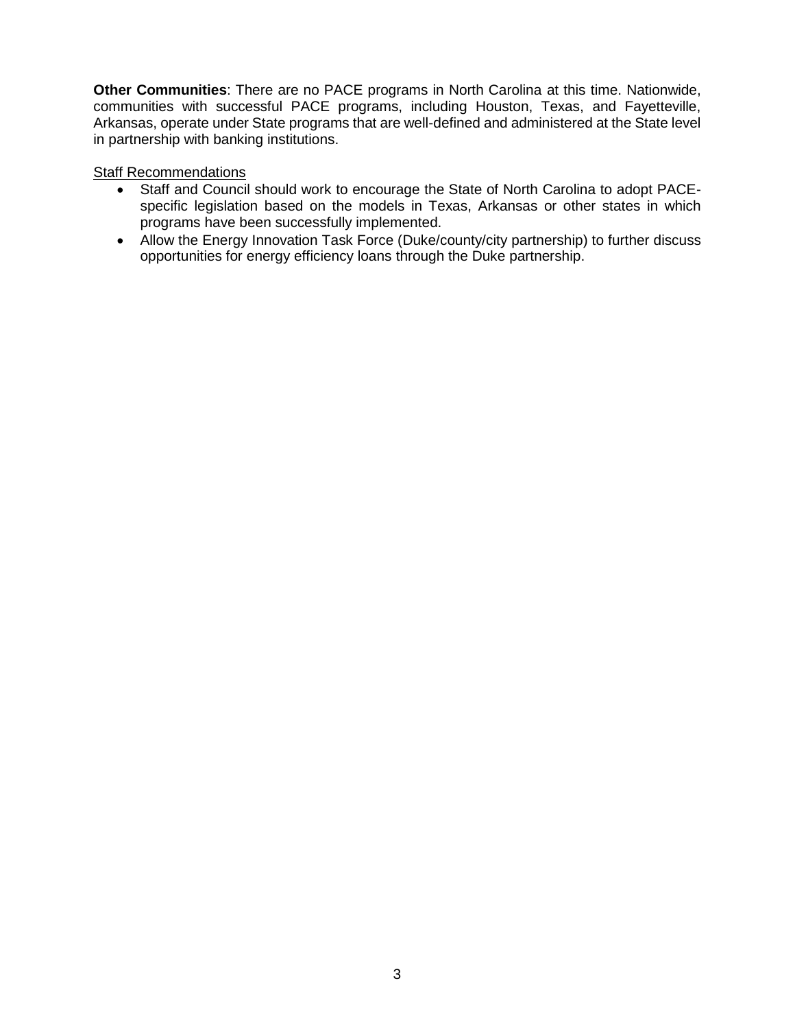**Other Communities**: There are no PACE programs in North Carolina at this time. Nationwide, communities with successful PACE programs, including Houston, Texas, and Fayetteville, Arkansas, operate under State programs that are well-defined and administered at the State level in partnership with banking institutions.

Staff Recommendations

- Staff and Council should work to encourage the State of North Carolina to adopt PACE-specific legislation based on the models in Texas, Arkansas or other states in which programs have been successfully implemented.
- Allow the Energy Innovation Task Force (Duke/county/city partnership) to further discuss opportunities for energy efficiency loans through the Duke partnership.